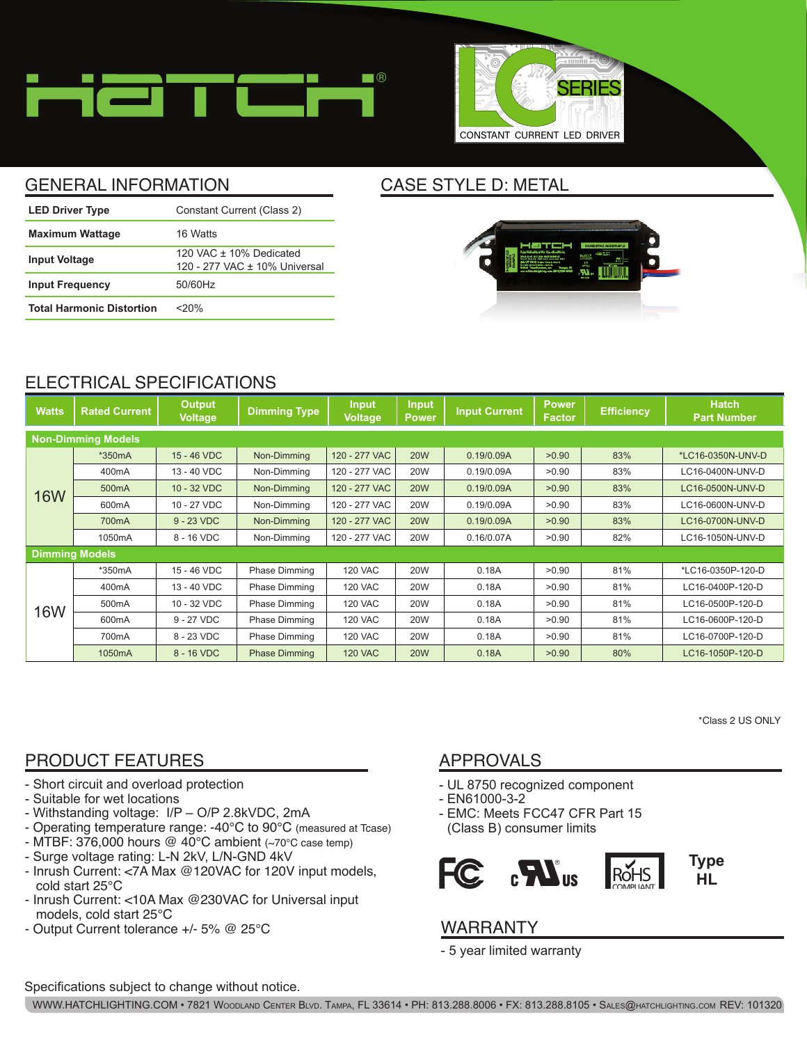# HATCH®

## LC SERIES
CONSTANT CURRENT LED DRIVER

## GENERAL INFORMATION

| | |
|---|---|
| **LED Driver Type** | Constant Current (Class 2) |
| **Maximum Wattage** | 16 Watts |
| **Input Voltage** | 120 VAC ± 10% Dedicated<br>120 - 277 VAC ± 10% Universal |
| **Input Frequency** | 50/60Hz |
| **Total Harmonic Distortion** | <20% |

## CASE STYLE D: METAL

## ELECTRICAL SPECIFICATIONS

| Watts | Rated Current | Output Voltage | Dimming Type | Input Voltage | Input Power | Input Current | Power Factor | Efficiency | Hatch Part Number |
|---|---|---|---|---|---|---|---|---|---|
| **Non-Dimming Models** | | | | | | | | | |
| 16W | *350mA | 15 - 46 VDC | Non-Dimming | 120 - 277 VAC | 20W | 0.19/0.09A | >0.90 | 83% | *LC16-0350N-UNV-D |
| | 400mA | 13 - 40 VDC | Non-Dimming | 120 - 277 VAC | 20W | 0.19/0.09A | >0.90 | 83% | LC16-0400N-UNV-D |
| | 500mA | 10 - 32 VDC | Non-Dimming | 120 - 277 VAC | 20W | 0.19/0.09A | >0.90 | 83% | LC16-0500N-UNV-D |
| | 600mA | 10 - 27 VDC | Non-Dimming | 120 - 277 VAC | 20W | 0.19/0.09A | >0.90 | 83% | LC16-0600N-UNV-D |
| | 700mA | 9 - 23 VDC | Non-Dimming | 120 - 277 VAC | 20W | 0.19/0.09A | >0.90 | 83% | LC16-0700N-UNV-D |
| | 1050mA | 8 - 16 VDC | Non-Dimming | 120 - 277 VAC | 20W | 0.16/0.07A | >0.90 | 82% | LC16-1050N-UNV-D |
| **Dimming Models** | | | | | | | | | |
| 16W | *350mA | 15 - 46 VDC | Phase Dimming | 120 VAC | 20W | 0.18A | >0.90 | 81% | *LC16-0350P-120-D |
| | 400mA | 13 - 40 VDC | Phase Dimming | 120 VAC | 20W | 0.18A | >0.90 | 81% | LC16-0400P-120-D |
| | 500mA | 10 - 32 VDC | Phase Dimming | 120 VAC | 20W | 0.18A | >0.90 | 81% | LC16-0500P-120-D |
| | 600mA | 9 - 27 VDC | Phase Dimming | 120 VAC | 20W | 0.18A | >0.90 | 81% | LC16-0600P-120-D |
| | 700mA | 8 - 23 VDC | Phase Dimming | 120 VAC | 20W | 0.18A | >0.90 | 81% | LC16-0700P-120-D |
| | 1050mA | 8 - 16 VDC | Phase Dimming | 120 VAC | 20W | 0.18A | >0.90 | 80% | LC16-1050P-120-D |

*Class 2 US ONLY

## PRODUCT FEATURES

- Short circuit and overload protection
- Suitable for wet locations
- Withstanding voltage: I/P – O/P 2.8kVDC, 2mA
- Operating temperature range: -40°C to 90°C (measured at Tcase)
- MTBF: 376,000 hours @ 40°C ambient (~70°C case temp)
- Surge voltage rating: L-N 2kV, L/N-GND 4kV
- Inrush Current: <7A Max @120VAC for 120V input models, cold start 25°C
- Inrush Current: <10A Max @230VAC for Universal input models, cold start 25°C
- Output Current tolerance +/- 5% @ 25°C

## APPROVALS

- UL 8750 recognized component
- EN61000-3-2
- EMC: Meets FCC47 CFR Part 15 (Class B) consumer limits

FC c UL us RoHS COMPLIANT **Type HL**

## WARRANTY

- 5 year limited warranty

Specifications subject to change without notice.

WWW.HATCHLIGHTING.COM • 7821 WOODLAND CENTER BLVD. TAMPA, FL 33614 • PH: 813.288.8006 • FX: 813.288.8105 • SALES@HATCHLIGHTING.COM REV: 101320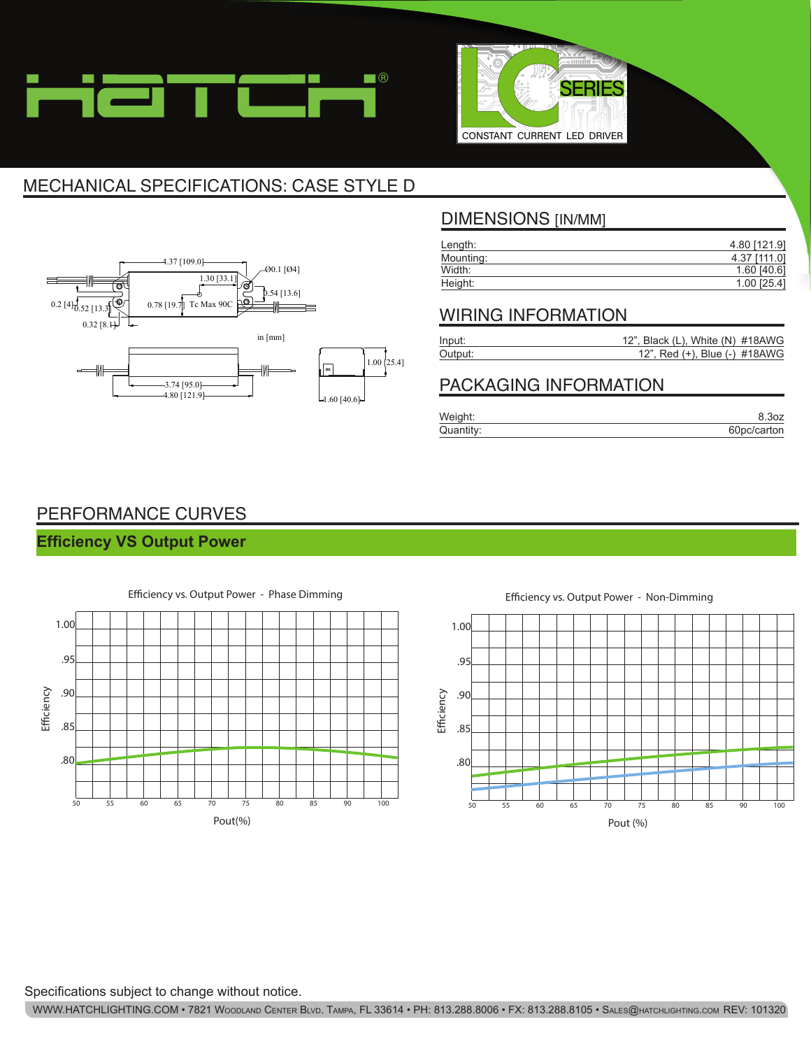# MECHANICAL SPECIFICATIONS: CASE STYLE D

4.37 [109.0]
Ø0.1 [Ø4]
1.30 [33.1]
0.54 [13.6]
0.2 [4]
0.52 [13.3]
0.78 [19.7]
Tc Max 90C
0.32 [8.1]
in [mm]
3.74 [95.0]
4.80 [121.9]
1.00 [25.4]
1.60 [40.6]

## DIMENSIONS [IN/MM]

| | |
|---|---|
| Length: | 4.80 [121.9] |
| Mounting: | 4.37 [111.0] |
| Width: | 1.60 [40.6] |
| Height: | 1.00 [25.4] |

## WIRING INFORMATION

| | |
|---|---|
| Input: | 12", Black (L), White (N) #18AWG |
| Output: | 12", Red (+), Blue (-) #18AWG |

## PACKAGING INFORMATION

| | |
|---|---|
| Weight: | 8.3oz |
| Quantity: | 60pc/carton |

# PERFORMANCE CURVES

## Efficiency VS Output Power

Efficiency vs. Output Power - Phase Dimming

Efficiency: 1.00, .95, .90, .85, .80

Pout(%): 50, 55, 60, 65, 70, 75, 80, 85, 90, 100

Efficiency vs. Output Power - Non-Dimming

Efficiency: 1.00, .95, .90, .85, .80

Pout (%): 50, 55, 60, 65, 70, 75, 80, 85, 90, 100

Specifications subject to change without notice.

WWW.HATCHLIGHTING.COM • 7821 Woodland Center Blvd. Tampa, FL 33614 • PH: 813.288.8006 • FX: 813.288.8105 • Sales@hatchlighting.com REV: 101320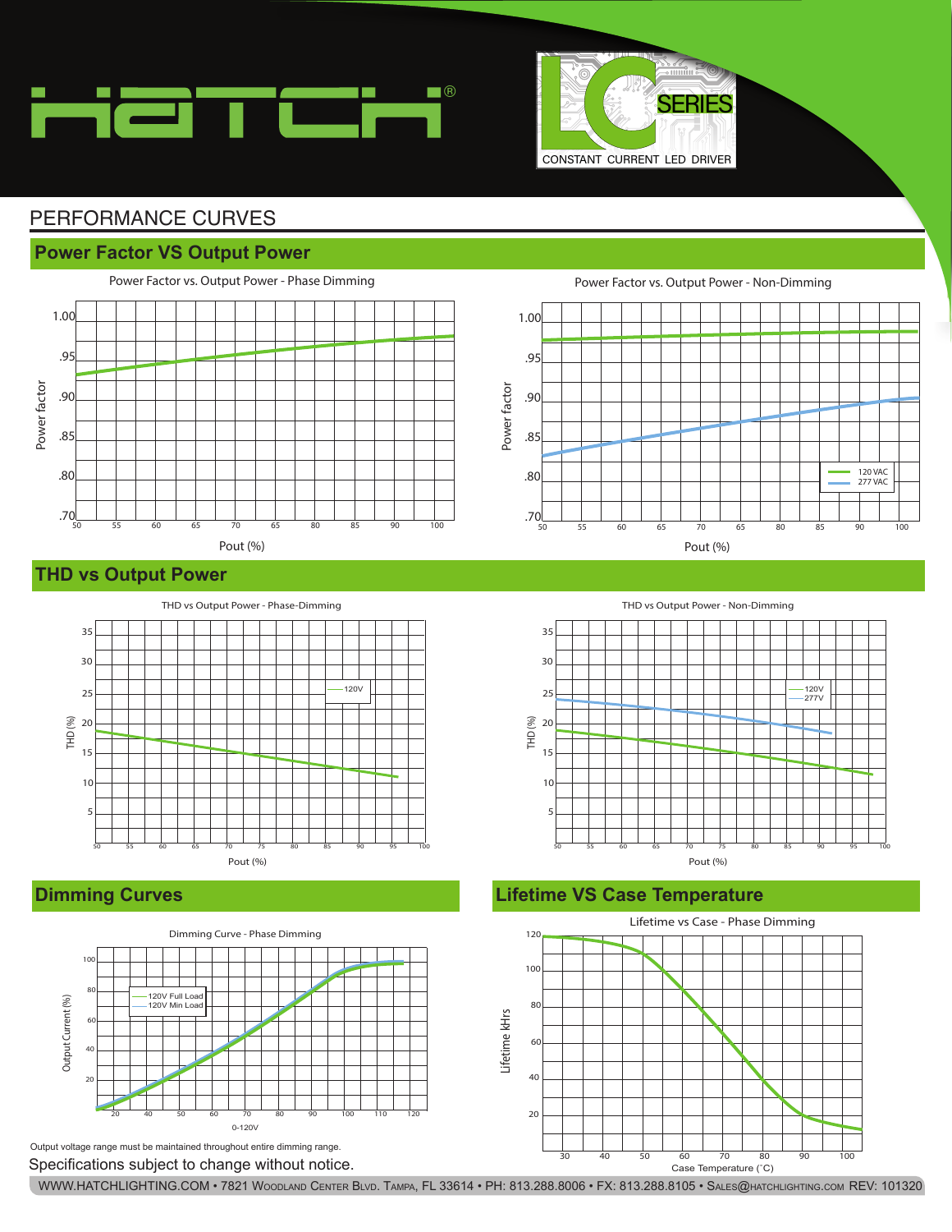HATCH®

LC SERIES

CONSTANT CURRENT LED DRIVER

# PERFORMANCE CURVES

## Power Factor VS Output Power

Power Factor vs. Output Power - Phase Dimming

Power factor

1.00
.95
.90
.85
.80
.70

50 55 60 65 70 65 80 85 90 100

Pout (%)

Power Factor vs. Output Power - Non-Dimming

Power factor

1.00
.95
.90
.85
.80
.70

50 55 60 65 70 65 80 85 90 100

Pout (%)

120 VAC
277 VAC

## THD vs Output Power

THD vs Output Power - Phase-Dimming

THD (%)

35
30
25
20
15
10
5

50 55 60 65 70 75 80 85 90 95 100

Pout (%)

120V

THD vs Output Power - Non-Dimming

THD (%)

35
30
25
20
15
10
5

50 55 60 65 70 75 80 85 90 95 100

Pout (%)

120V
277V

## Dimming Curves

Dimming Curve - Phase Dimming

Output Current (%)

100
80
60
40
20

20 40 50 60 70 80 90 100 110 120

0-120V

120V Full Load
120V Min Load

Output voltage range must be maintained throughout entire dimming range.

## Lifetime VS Case Temperature

Lifetime vs Case - Phase Dimming

Lifetime kHrs

120
100
80
60
40
20

30 40 50 60 70 80 90 100

Case Temperature (˚C)

Specifications subject to change without notice.

WWW.HATCHLIGHTING.COM • 7821 Woodland Center Blvd. Tampa, FL 33614 • PH: 813.288.8006 • FX: 813.288.8105 • Sales@hatchlighting.com REV: 101320